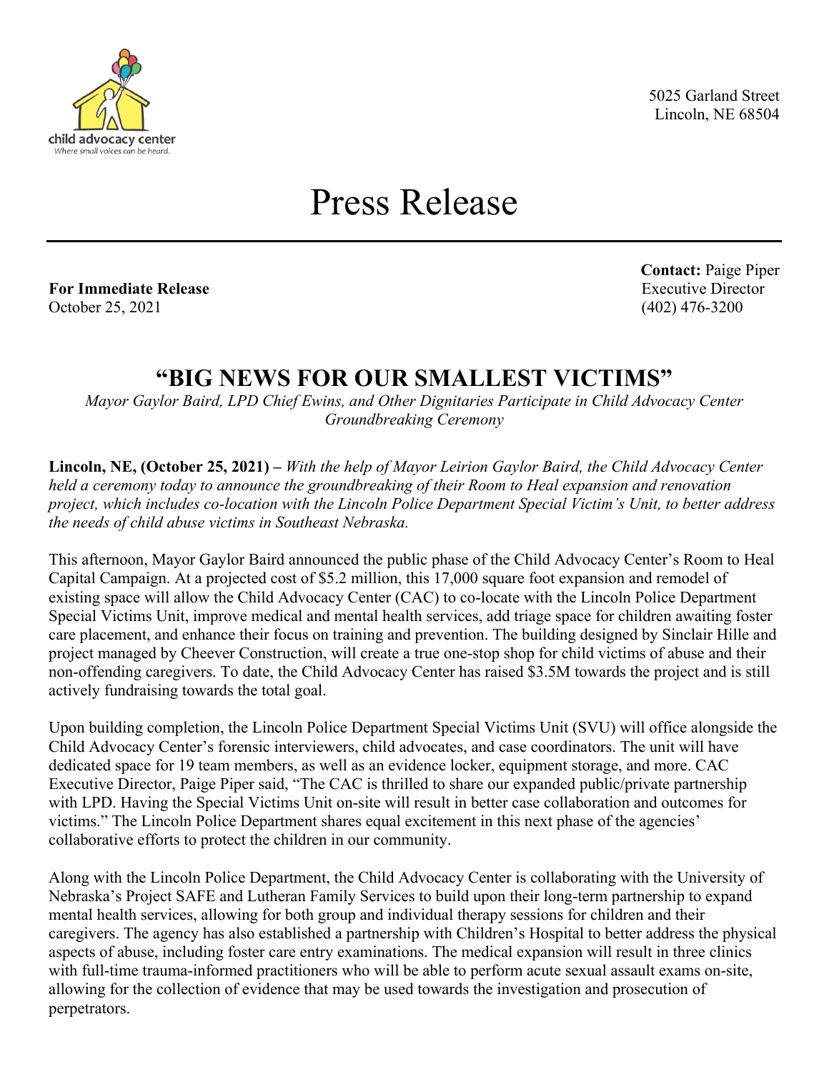child advocacy center
*Where small voices can be heard.*

5025 Garland Street
Lincoln, NE 68504

# Press Release

**For Immediate Release**
October 25, 2021

**Contact:** Paige Piper
Executive Director
(402) 476-3200

## "BIG NEWS FOR OUR SMALLEST VICTIMS"

*Mayor Gaylor Baird, LPD Chief Ewins, and Other Dignitaries Participate in Child Advocacy Center Groundbreaking Ceremony*

**Lincoln, NE, (October 25, 2021) –** *With the help of Mayor Leirion Gaylor Baird, the Child Advocacy Center held a ceremony today to announce the groundbreaking of their Room to Heal expansion and renovation project, which includes co-location with the Lincoln Police Department Special Victim's Unit, to better address the needs of child abuse victims in Southeast Nebraska.*

This afternoon, Mayor Gaylor Baird announced the public phase of the Child Advocacy Center's Room to Heal Capital Campaign. At a projected cost of $5.2 million, this 17,000 square foot expansion and remodel of existing space will allow the Child Advocacy Center (CAC) to co-locate with the Lincoln Police Department Special Victims Unit, improve medical and mental health services, add triage space for children awaiting foster care placement, and enhance their focus on training and prevention. The building designed by Sinclair Hille and project managed by Cheever Construction, will create a true one-stop shop for child victims of abuse and their non-offending caregivers. To date, the Child Advocacy Center has raised $3.5M towards the project and is still actively fundraising towards the total goal.

Upon building completion, the Lincoln Police Department Special Victims Unit (SVU) will office alongside the Child Advocacy Center's forensic interviewers, child advocates, and case coordinators. The unit will have dedicated space for 19 team members, as well as an evidence locker, equipment storage, and more. CAC Executive Director, Paige Piper said, "The CAC is thrilled to share our expanded public/private partnership with LPD. Having the Special Victims Unit on-site will result in better case collaboration and outcomes for victims." The Lincoln Police Department shares equal excitement in this next phase of the agencies' collaborative efforts to protect the children in our community.

Along with the Lincoln Police Department, the Child Advocacy Center is collaborating with the University of Nebraska's Project SAFE and Lutheran Family Services to build upon their long-term partnership to expand mental health services, allowing for both group and individual therapy sessions for children and their caregivers. The agency has also established a partnership with Children's Hospital to better address the physical aspects of abuse, including foster care entry examinations. The medical expansion will result in three clinics with full-time trauma-informed practitioners who will be able to perform acute sexual assault exams on-site, allowing for the collection of evidence that may be used towards the investigation and prosecution of perpetrators.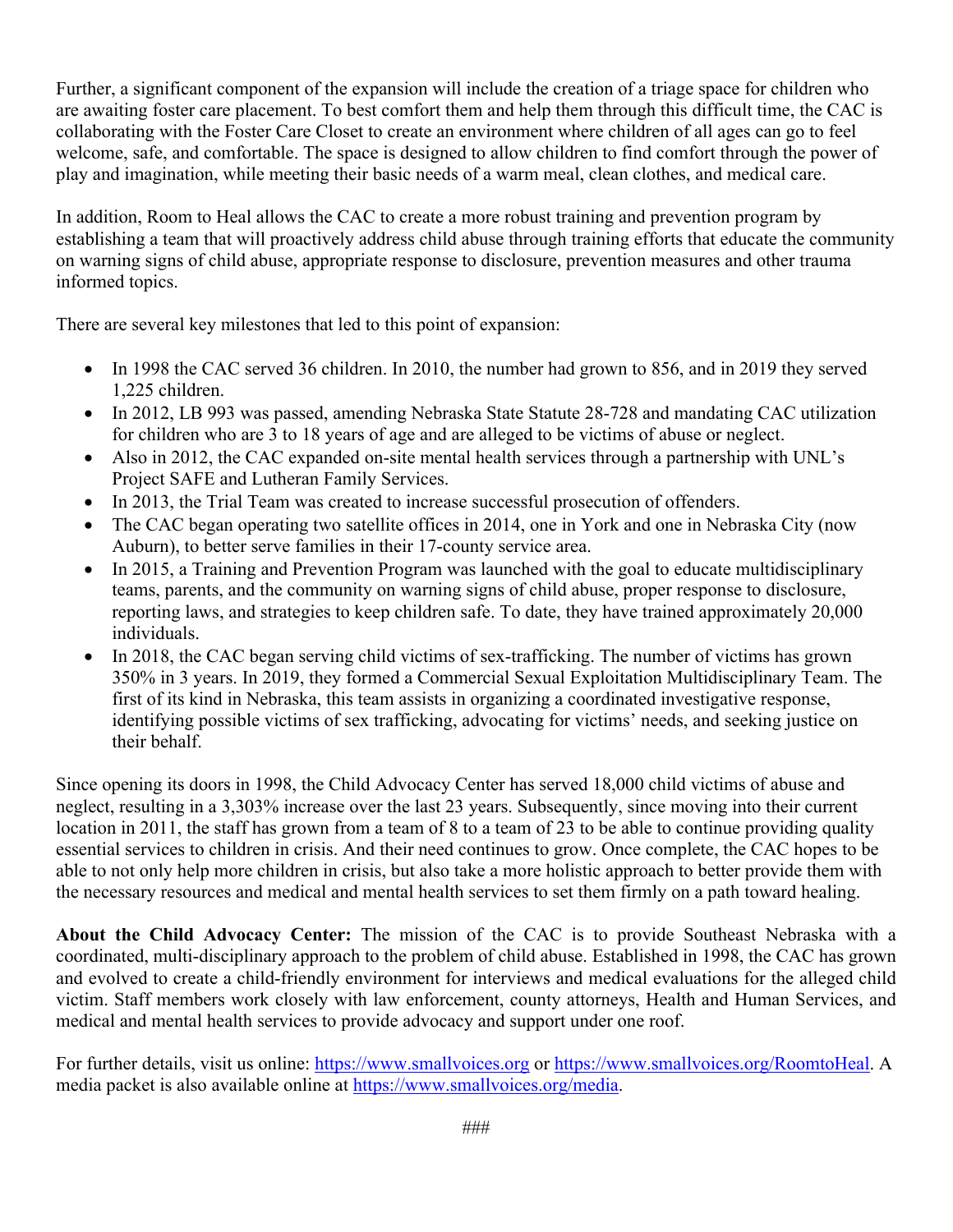Further, a significant component of the expansion will include the creation of a triage space for children who are awaiting foster care placement. To best comfort them and help them through this difficult time, the CAC is collaborating with the Foster Care Closet to create an environment where children of all ages can go to feel welcome, safe, and comfortable. The space is designed to allow children to find comfort through the power of play and imagination, while meeting their basic needs of a warm meal, clean clothes, and medical care.

In addition, Room to Heal allows the CAC to create a more robust training and prevention program by establishing a team that will proactively address child abuse through training efforts that educate the community on warning signs of child abuse, appropriate response to disclosure, prevention measures and other trauma informed topics.

There are several key milestones that led to this point of expansion:

- In 1998 the CAC served 36 children. In 2010, the number had grown to 856, and in 2019 they served 1,225 children.
- In 2012, LB 993 was passed, amending Nebraska State Statute 28-728 and mandating CAC utilization for children who are 3 to 18 years of age and are alleged to be victims of abuse or neglect.
- Also in 2012, the CAC expanded on-site mental health services through a partnership with UNL's Project SAFE and Lutheran Family Services.
- In 2013, the Trial Team was created to increase successful prosecution of offenders.
- The CAC began operating two satellite offices in 2014, one in York and one in Nebraska City (now Auburn), to better serve families in their 17-county service area.
- In 2015, a Training and Prevention Program was launched with the goal to educate multidisciplinary teams, parents, and the community on warning signs of child abuse, proper response to disclosure, reporting laws, and strategies to keep children safe. To date, they have trained approximately 20,000 individuals.
- In 2018, the CAC began serving child victims of sex-trafficking. The number of victims has grown 350% in 3 years. In 2019, they formed a Commercial Sexual Exploitation Multidisciplinary Team. The first of its kind in Nebraska, this team assists in organizing a coordinated investigative response, identifying possible victims of sex trafficking, advocating for victims' needs, and seeking justice on their behalf.

Since opening its doors in 1998, the Child Advocacy Center has served 18,000 child victims of abuse and neglect, resulting in a 3,303% increase over the last 23 years. Subsequently, since moving into their current location in 2011, the staff has grown from a team of 8 to a team of 23 to be able to continue providing quality essential services to children in crisis. And their need continues to grow. Once complete, the CAC hopes to be able to not only help more children in crisis, but also take a more holistic approach to better provide them with the necessary resources and medical and mental health services to set them firmly on a path toward healing.

**About the Child Advocacy Center:** The mission of the CAC is to provide Southeast Nebraska with a coordinated, multi-disciplinary approach to the problem of child abuse. Established in 1998, the CAC has grown and evolved to create a child-friendly environment for interviews and medical evaluations for the alleged child victim. Staff members work closely with law enforcement, county attorneys, Health and Human Services, and medical and mental health services to provide advocacy and support under one roof.

For further details, visit us online: https://www.smallvoices.org or https://www.smallvoices.org/RoomtoHeal. A media packet is also available online at https://www.smallvoices.org/media.

###